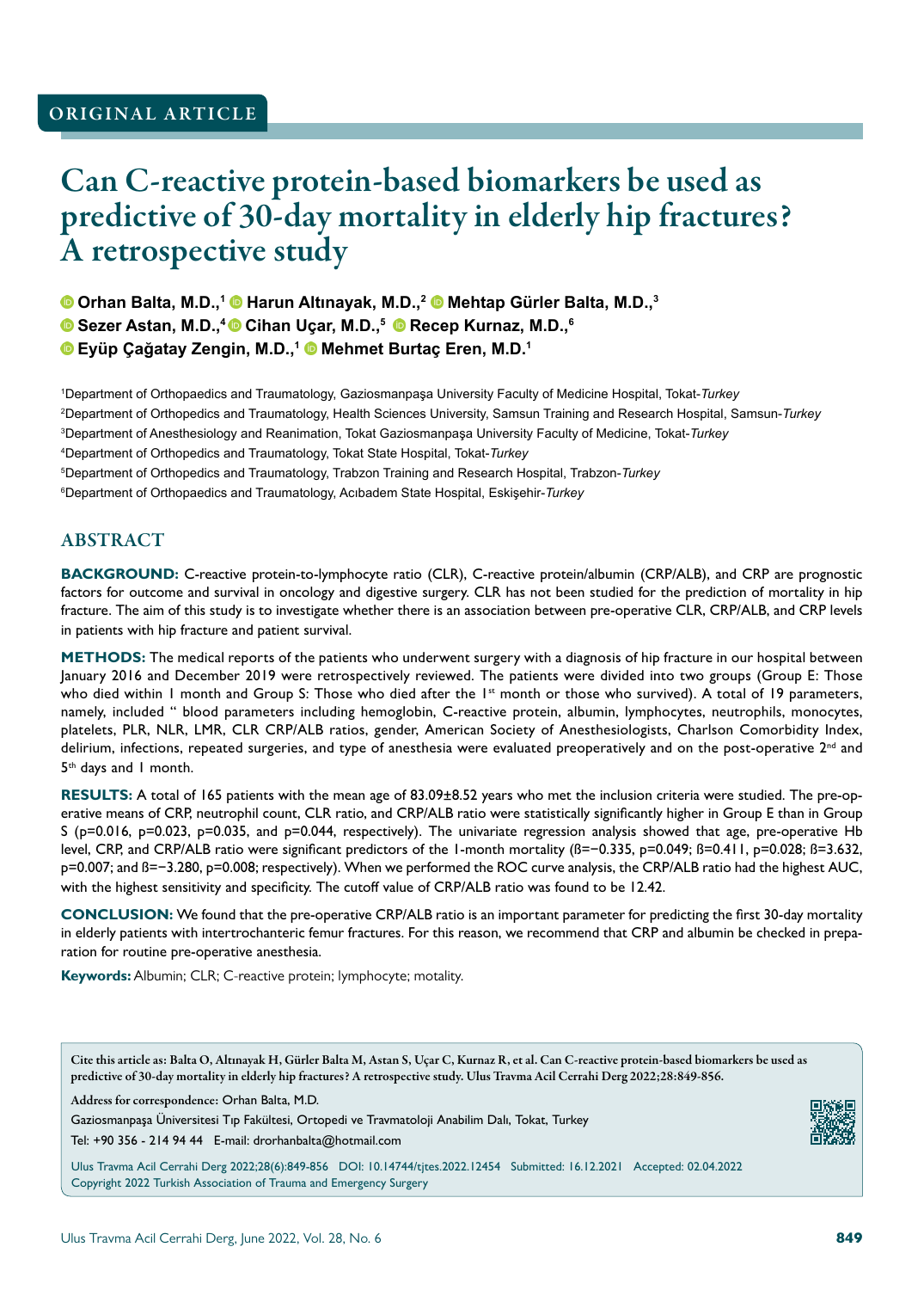ORIGINAL ARTICLE

# Can C-reactive protein-based biomarkers be used as predictive of 30-day mortality in elderly hip fractures? A retrospective study

**Orhan Balta, M.D.,[1] Harun Altınayak, M.D.,[2] Mehtap Gürler Balta, M.D.,[3] Sezer Astan, M.D.,[4] Cihan Uçar, M.D.,[5] Recep Kurnaz, M.D.,[6] Eyüp Çağatay Zengin, M.D.,[1] Mehmet Burtaç Eren, M.D.[1]**

[1]Department of Orthopaedics and Traumatology, Gaziosmanpaşa University Faculty of Medicine Hospital, Tokat-*Turkey*

[2]Department of Orthopedics and Traumatology, Health Sciences University, Samsun Training and Research Hospital, Samsun-*Turkey*

[3]Department of Anesthesiology and Reanimation, Tokat Gaziosmanpaşa University Faculty of Medicine, Tokat-*Turkey*

[4]Department of Orthopedics and Traumatology, Tokat State Hospital, Tokat-*Turkey*

[5]Department of Orthopedics and Traumatology, Trabzon Training and Research Hospital, Trabzon-*Turkey*

[6]Department of Orthopaedics and Traumatology, Acıbadem State Hospital, Eskişehir-*Turkey*

## ABSTRACT

**BACKGROUND:** C-reactive protein-to-lymphocyte ratio (CLR), C-reactive protein/albumin (CRP/ALB), and CRP are prognostic factors for outcome and survival in oncology and digestive surgery. CLR has not been studied for the prediction of mortality in hip fracture. The aim of this study is to investigate whether there is an association between pre-operative CLR, CRP/ALB, and CRP levels in patients with hip fracture and patient survival.

**METHODS:** The medical reports of the patients who underwent surgery with a diagnosis of hip fracture in our hospital between January 2016 and December 2019 were retrospectively reviewed. The patients were divided into two groups (Group E: Those who died within 1 month and Group S: Those who died after the 1st month or those who survived). A total of 19 parameters, namely, included " blood parameters including hemoglobin, C-reactive protein, albumin, lymphocytes, neutrophils, monocytes, platelets, PLR, NLR, LMR, CLR CRP/ALB ratios, gender, American Society of Anesthesiologists, Charlson Comorbidity Index, delirium, infections, repeated surgeries, and type of anesthesia were evaluated preoperatively and on the post-operative 2nd and 5th days and 1 month.

**RESULTS:** A total of 165 patients with the mean age of 83.09±8.52 years who met the inclusion criteria were studied. The pre-operative means of CRP, neutrophil count, CLR ratio, and CRP/ALB ratio were statistically significantly higher in Group E than in Group S (p=0.016, p=0.023, p=0.035, and p=0.044, respectively). The univariate regression analysis showed that age, pre-operative Hb level, CRP, and CRP/ALB ratio were significant predictors of the 1-month mortality (ß=−0.335, p=0.049; ß=0.411, p=0.028; ß=3.632, p=0.007; and ß=−3.280, p=0.008; respectively). When we performed the ROC curve analysis, the CRP/ALB ratio had the highest AUC, with the highest sensitivity and specificity. The cutoff value of CRP/ALB ratio was found to be 12.42.

**CONCLUSION:** We found that the pre-operative CRP/ALB ratio is an important parameter for predicting the first 30-day mortality in elderly patients with intertrochanteric femur fractures. For this reason, we recommend that CRP and albumin be checked in preparation for routine pre-operative anesthesia.

**Keywords:** Albumin; CLR; C-reactive protein; lymphocyte; motality.

Cite this article as: Balta O, Altınayak H, Gürler Balta M, Astan S, Uçar C, Kurnaz R, et al. Can C-reactive protein-based biomarkers be used as predictive of 30-day mortality in elderly hip fractures? A retrospective study. Ulus Travma Acil Cerrahi Derg 2022;28:849-856.

Address for correspondence: Orhan Balta, M.D.
Gaziosmanpaşa Üniversitesi Tıp Fakültesi, Ortopedi ve Travmatoloji Anabilim Dalı, Tokat, Turkey
Tel: +90 356 - 214 94 44 E-mail: drorhanbalta@hotmail.com

Ulus Travma Acil Cerrahi Derg 2022;28(6):849-856 DOI: 10.14744/tjtes.2022.12454 Submitted: 16.12.2021 Accepted: 02.04.2022
Copyright 2022 Turkish Association of Trauma and Emergency Surgery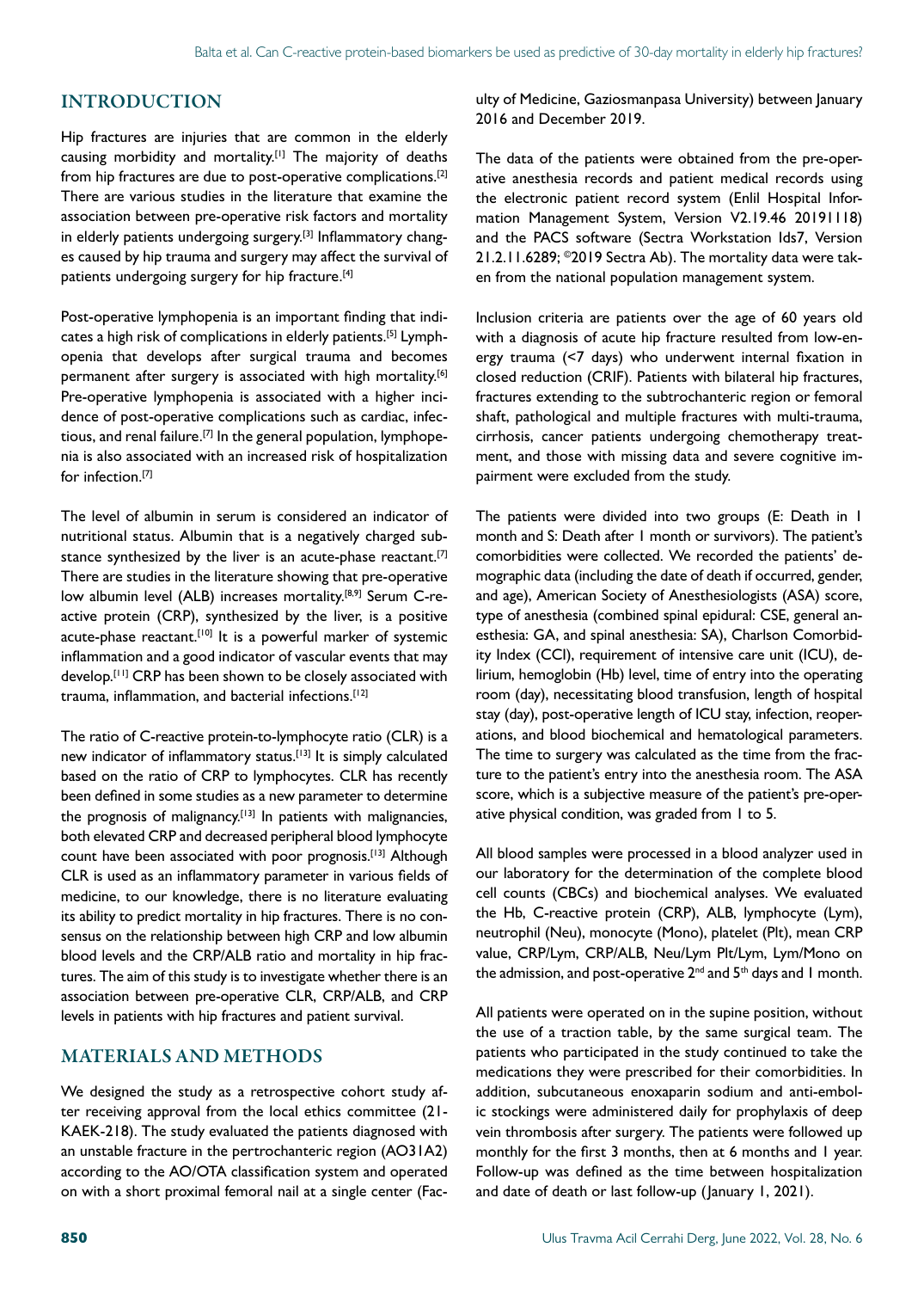## INTRODUCTION

Hip fractures are injuries that are common in the elderly causing morbidity and mortality.[1] The majority of deaths from hip fractures are due to post-operative complications.[2] There are various studies in the literature that examine the association between pre-operative risk factors and mortality in elderly patients undergoing surgery.[3] Inflammatory changes caused by hip trauma and surgery may affect the survival of patients undergoing surgery for hip fracture.[4]

Post-operative lymphopenia is an important finding that indicates a high risk of complications in elderly patients.[5] Lymphopenia that develops after surgical trauma and becomes permanent after surgery is associated with high mortality.[6] Pre-operative lymphopenia is associated with a higher incidence of post-operative complications such as cardiac, infectious, and renal failure.[7] In the general population, lymphopenia is also associated with an increased risk of hospitalization for infection.[7]

The level of albumin in serum is considered an indicator of nutritional status. Albumin that is a negatively charged substance synthesized by the liver is an acute-phase reactant.[7] There are studies in the literature showing that pre-operative low albumin level (ALB) increases mortality.[8,9] Serum C-reactive protein (CRP), synthesized by the liver, is a positive acute-phase reactant.[10] It is a powerful marker of systemic inflammation and a good indicator of vascular events that may develop.[11] CRP has been shown to be closely associated with trauma, inflammation, and bacterial infections.[12]

The ratio of C-reactive protein-to-lymphocyte ratio (CLR) is a new indicator of inflammatory status.[13] It is simply calculated based on the ratio of CRP to lymphocytes. CLR has recently been defined in some studies as a new parameter to determine the prognosis of malignancy.[13] In patients with malignancies, both elevated CRP and decreased peripheral blood lymphocyte count have been associated with poor prognosis.[13] Although CLR is used as an inflammatory parameter in various fields of medicine, to our knowledge, there is no literature evaluating its ability to predict mortality in hip fractures. There is no consensus on the relationship between high CRP and low albumin blood levels and the CRP/ALB ratio and mortality in hip fractures. The aim of this study is to investigate whether there is an association between pre-operative CLR, CRP/ALB, and CRP levels in patients with hip fractures and patient survival.

## MATERIALS AND METHODS

We designed the study as a retrospective cohort study after receiving approval from the local ethics committee (21-KAEK-218). The study evaluated the patients diagnosed with an unstable fracture in the pertrochanteric region (AO31A2) according to the AO/OTA classification system and operated on with a short proximal femoral nail at a single center (Faculty of Medicine, Gaziosmanpasa University) between January 2016 and December 2019.

The data of the patients were obtained from the pre-operative anesthesia records and patient medical records using the electronic patient record system (Enlil Hospital Information Management System, Version V2.19.46 20191118) and the PACS software (Sectra Workstation Ids7, Version 21.2.11.6289; ©2019 Sectra Ab). The mortality data were taken from the national population management system.

Inclusion criteria are patients over the age of 60 years old with a diagnosis of acute hip fracture resulted from low-energy trauma (<7 days) who underwent internal fixation in closed reduction (CRIF). Patients with bilateral hip fractures, fractures extending to the subtrochanteric region or femoral shaft, pathological and multiple fractures with multi-trauma, cirrhosis, cancer patients undergoing chemotherapy treatment, and those with missing data and severe cognitive impairment were excluded from the study.

The patients were divided into two groups (E: Death in 1 month and S: Death after 1 month or survivors). The patient's comorbidities were collected. We recorded the patients' demographic data (including the date of death if occurred, gender, and age), American Society of Anesthesiologists (ASA) score, type of anesthesia (combined spinal epidural: CSE, general anesthesia: GA, and spinal anesthesia: SA), Charlson Comorbidity Index (CCI), requirement of intensive care unit (ICU), delirium, hemoglobin (Hb) level, time of entry into the operating room (day), necessitating blood transfusion, length of hospital stay (day), post-operative length of ICU stay, infection, reoperations, and blood biochemical and hematological parameters. The time to surgery was calculated as the time from the fracture to the patient's entry into the anesthesia room. The ASA score, which is a subjective measure of the patient's pre-operative physical condition, was graded from 1 to 5.

All blood samples were processed in a blood analyzer used in our laboratory for the determination of the complete blood cell counts (CBCs) and biochemical analyses. We evaluated the Hb, C-reactive protein (CRP), ALB, lymphocyte (Lym), neutrophil (Neu), monocyte (Mono), platelet (Plt), mean CRP value, CRP/Lym, CRP/ALB, Neu/Lym Plt/Lym, Lym/Mono on the admission, and post-operative 2nd and 5th days and 1 month.

All patients were operated on in the supine position, without the use of a traction table, by the same surgical team. The patients who participated in the study continued to take the medications they were prescribed for their comorbidities. In addition, subcutaneous enoxaparin sodium and anti-embolic stockings were administered daily for prophylaxis of deep vein thrombosis after surgery. The patients were followed up monthly for the first 3 months, then at 6 months and 1 year. Follow-up was defined as the time between hospitalization and date of death or last follow-up (January 1, 2021).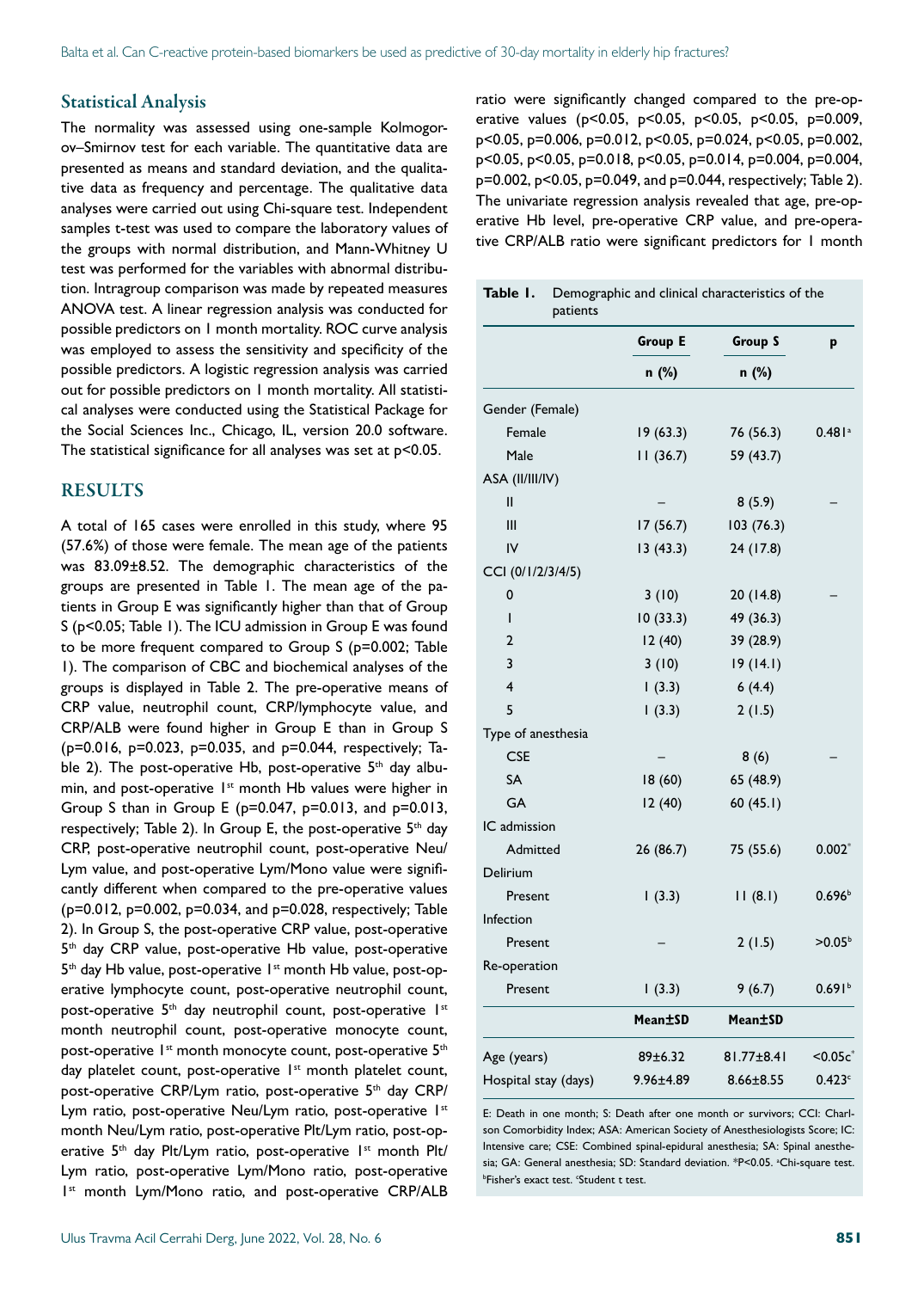## Statistical Analysis

The normality was assessed using one-sample Kolmogorov–Smirnov test for each variable. The quantitative data are presented as means and standard deviation, and the qualitative data as frequency and percentage. The qualitative data analyses were carried out using Chi-square test. Independent samples t-test was used to compare the laboratory values of the groups with normal distribution, and Mann-Whitney U test was performed for the variables with abnormal distribution. Intragroup comparison was made by repeated measures ANOVA test. A linear regression analysis was conducted for possible predictors on 1 month mortality. ROC curve analysis was employed to assess the sensitivity and specificity of the possible predictors. A logistic regression analysis was carried out for possible predictors on 1 month mortality. All statistical analyses were conducted using the Statistical Package for the Social Sciences Inc., Chicago, IL, version 20.0 software. The statistical significance for all analyses was set at $p<0.05$.

# RESULTS

A total of 165 cases were enrolled in this study, where 95 (57.6%) of those were female. The mean age of the patients was 83.09±8.52. The demographic characteristics of the groups are presented in Table 1. The mean age of the patients in Group E was significantly higher than that of Group S ($p<0.05$; Table 1). The ICU admission in Group E was found to be more frequent compared to Group S ($p=0.002$; Table 1). The comparison of CBC and biochemical analyses of the groups is displayed in Table 2. The pre-operative means of CRP value, neutrophil count, CRP/lymphocyte value, and CRP/ALB were found higher in Group E than in Group S ($p=0.016$, $p=0.023$, $p=0.035$, and $p=0.044$, respectively; Table 2). The post-operative Hb, post-operative 5th day albumin, and post-operative 1st month Hb values were higher in Group S than in Group E ($p=0.047$, $p=0.013$, and $p=0.013$, respectively; Table 2). In Group E, the post-operative 5th day CRP, post-operative neutrophil count, post-operative Neu/Lym value, and post-operative Lym/Mono value were significantly different when compared to the pre-operative values ($p=0.012$, $p=0.002$, $p=0.034$, and $p=0.028$, respectively; Table 2). In Group S, the post-operative CRP value, post-operative 5th day CRP value, post-operative Hb value, post-operative 5th day Hb value, post-operative 1st month Hb value, post-operative lymphocyte count, post-operative neutrophil count, post-operative 5th day neutrophil count, post-operative 1st month neutrophil count, post-operative monocyte count, post-operative 1st month monocyte count, post-operative 5th day platelet count, post-operative 1st month platelet count, post-operative CRP/Lym ratio, post-operative 5th day CRP/Lym ratio, post-operative Neu/Lym ratio, post-operative 1st month Neu/Lym ratio, post-operative Plt/Lym ratio, post-operative 5th day Plt/Lym ratio, post-operative 1st month Plt/Lym ratio, post-operative Lym/Mono ratio, post-operative 1st month Lym/Mono ratio, and post-operative CRP/ALB ratio were significantly changed compared to the pre-operative values ($p<0.05$, $p<0.05$, $p<0.05$, $p<0.05$, $p=0.009$, $p<0.05$, $p=0.006$, $p=0.012$, $p<0.05$, $p=0.024$, $p<0.05$, $p=0.002$, $p<0.05$, $p<0.05$, $p=0.018$, $p<0.05$, $p=0.014$, $p=0.004$, $p=0.004$, $p=0.002$, $p<0.05$, $p=0.049$, and $p=0.044$, respectively; Table 2). The univariate regression analysis revealed that age, pre-operative Hb level, pre-operative CRP value, and pre-operative CRP/ALB ratio were significant predictors for 1 month

**Table 1.** Demographic and clinical characteristics of the patients

| | Group E | Group S | p |
|---|---|---|---|
| | n (%) | n (%) | |
| Gender (Female) | | | |
| Female | 19 (63.3) | 76 (56.3) | 0.481[a] |
| Male | 11 (36.7) | 59 (43.7) | |
| ASA (II/III/IV) | | | |
| II | – | 8 (5.9) | – |
| III | 17 (56.7) | 103 (76.3) | |
| IV | 13 (43.3) | 24 (17.8) | |
| CCI (0/1/2/3/4/5) | | | |
| 0 | 3 (10) | 20 (14.8) | – |
| 1 | 10 (33.3) | 49 (36.3) | |
| 2 | 12 (40) | 39 (28.9) | |
| 3 | 3 (10) | 19 (14.1) | |
| 4 | 1 (3.3) | 6 (4.4) | |
| 5 | 1 (3.3) | 2 (1.5) | |
| Type of anesthesia | | | |
| CSE | – | 8 (6) | – |
| SA | 18 (60) | 65 (48.9) | |
| GA | 12 (40) | 60 (45.1) | |
| IC admission | | | |
| Admitted | 26 (86.7) | 75 (55.6) | 0.002* |
| Delirium | | | |
| Present | 1 (3.3) | 11 (8.1) | 0.696[b] |
| Infection | | | |
| Present | – | 2 (1.5) | >0.05[b] |
| Re-operation | | | |
| Present | 1 (3.3) | 9 (6.7) | 0.691[b] |
| | Mean±SD | Mean±SD | |
| Age (years) | 89±6.32 | 81.77±8.41 | <0.05c* |
| Hospital stay (days) | 9.96±4.89 | 8.66±8.55 | 0.423[c] |

E: Death in one month; S: Death after one month or survivors; CCI: Charlson Comorbidity Index; ASA: American Society of Anesthesiologists Score; IC: Intensive care; CSE: Combined spinal-epidural anesthesia; SA: Spinal anesthesia; GA: General anesthesia; SD: Standard deviation. *P<0.05. [a]Chi-square test. [b]Fisher's exact test. [c]Student t test.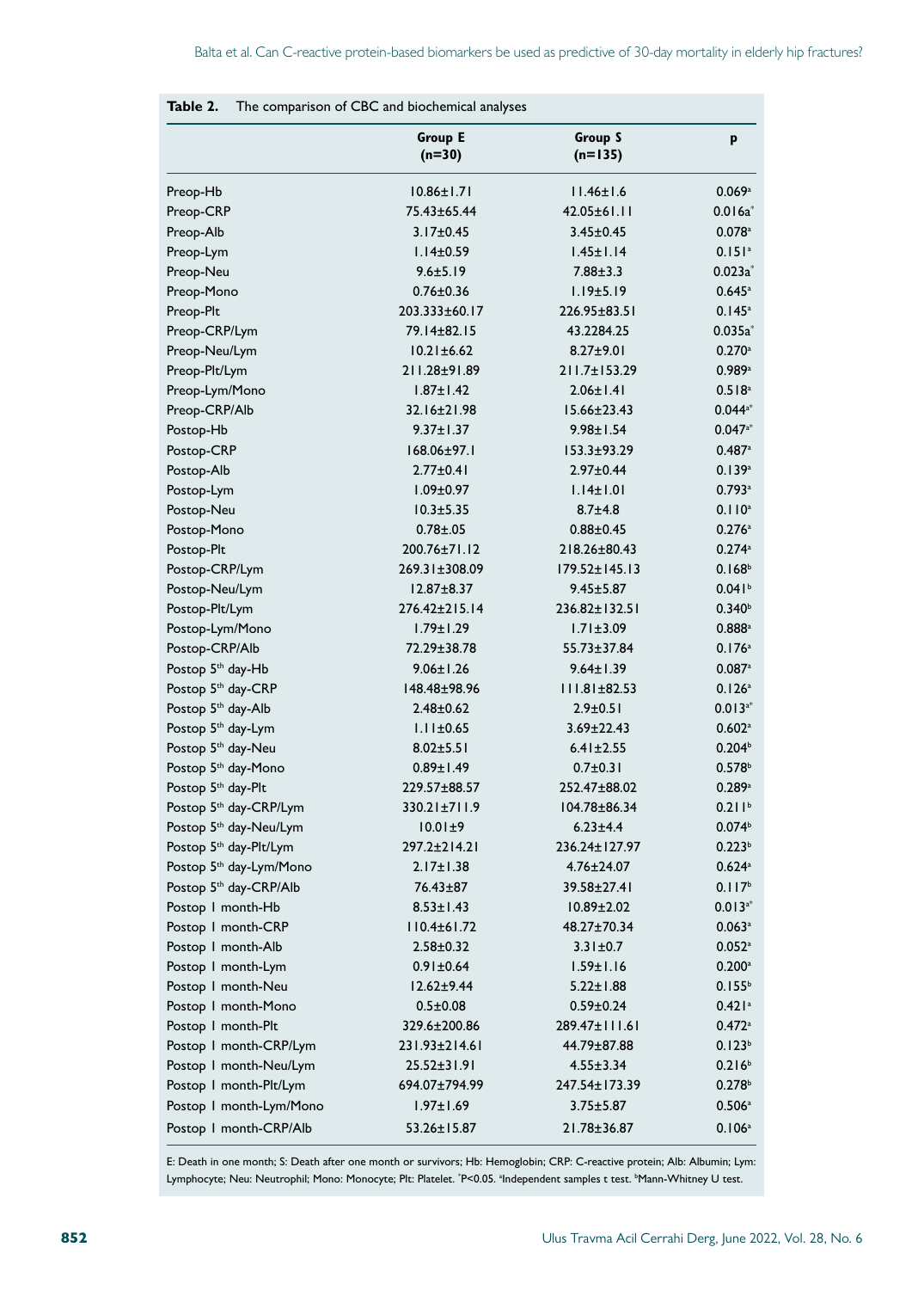**Table 2.** The comparison of CBC and biochemical analyses

| | Group E (n=30) | Group S (n=135) | p |
|---|---|---|---|
| Preop-Hb | 10.86±1.71 | 11.46±1.6 | 0.069[a] |
| Preop-CRP | 75.43±65.44 | 42.05±61.11 | 0.016a[*] |
| Preop-Alb | 3.17±0.45 | 3.45±0.45 | 0.078[a] |
| Preop-Lym | 1.14±0.59 | 1.45±1.14 | 0.151[a] |
| Preop-Neu | 9.6±5.19 | 7.88±3.3 | 0.023a[*] |
| Preop-Mono | 0.76±0.36 | 1.19±5.19 | 0.645[a] |
| Preop-Plt | 203.333±60.17 | 226.95±83.51 | 0.145[a] |
| Preop-CRP/Lym | 79.14±82.15 | 43.2284.25 | 0.035a[*] |
| Preop-Neu/Lym | 10.21±6.62 | 8.27±9.01 | 0.270[a] |
| Preop-Plt/Lym | 211.28±91.89 | 211.7±153.29 | 0.989[a] |
| Preop-Lym/Mono | 1.87±1.42 | 2.06±1.41 | 0.518[a] |
| Preop-CRP/Alb | 32.16±21.98 | 15.66±23.43 | 0.044[a*] |
| Postop-Hb | 9.37±1.37 | 9.98±1.54 | 0.047[a*] |
| Postop-CRP | 168.06±97.1 | 153.3±93.29 | 0.487[a] |
| Postop-Alb | 2.77±0.41 | 2.97±0.44 | 0.139[a] |
| Postop-Lym | 1.09±0.97 | 1.14±1.01 | 0.793[a] |
| Postop-Neu | 10.3±5.35 | 8.7±4.8 | 0.110[a] |
| Postop-Mono | 0.78±.05 | 0.88±0.45 | 0.276[a] |
| Postop-Plt | 200.76±71.12 | 218.26±80.43 | 0.274[a] |
| Postop-CRP/Lym | 269.31±308.09 | 179.52±145.13 | 0.168[b] |
| Postop-Neu/Lym | 12.87±8.37 | 9.45±5.87 | 0.041[b] |
| Postop-Plt/Lym | 276.42±215.14 | 236.82±132.51 | 0.340[b] |
| Postop-Lym/Mono | 1.79±1.29 | 1.71±3.09 | 0.888[a] |
| Postop-CRP/Alb | 72.29±38.78 | 55.73±37.84 | 0.176[a] |
| Postop 5th day-Hb | 9.06±1.26 | 9.64±1.39 | 0.087[a] |
| Postop 5th day-CRP | 148.48±98.96 | 111.81±82.53 | 0.126[a] |
| Postop 5th day-Alb | 2.48±0.62 | 2.9±0.51 | 0.013[a*] |
| Postop 5th day-Lym | 1.11±0.65 | 3.69±22.43 | 0.602[a] |
| Postop 5th day-Neu | 8.02±5.51 | 6.41±2.55 | 0.204[b] |
| Postop 5th day-Mono | 0.89±1.49 | 0.7±0.31 | 0.578[b] |
| Postop 5th day-Plt | 229.57±88.57 | 252.47±88.02 | 0.289[a] |
| Postop 5th day-CRP/Lym | 330.21±711.9 | 104.78±86.34 | 0.211[b] |
| Postop 5th day-Neu/Lym | 10.01±9 | 6.23±4.4 | 0.074[b] |
| Postop 5th day-Plt/Lym | 297.2±214.21 | 236.24±127.97 | 0.223[b] |
| Postop 5th day-Lym/Mono | 2.17±1.38 | 4.76±24.07 | 0.624[a] |
| Postop 5th day-CRP/Alb | 76.43±87 | 39.58±27.41 | 0.117[b] |
| Postop 1 month-Hb | 8.53±1.43 | 10.89±2.02 | 0.013[a*] |
| Postop 1 month-CRP | 110.4±61.72 | 48.27±70.34 | 0.063[a] |
| Postop 1 month-Alb | 2.58±0.32 | 3.31±0.7 | 0.052[a] |
| Postop 1 month-Lym | 0.91±0.64 | 1.59±1.16 | 0.200[a] |
| Postop 1 month-Neu | 12.62±9.44 | 5.22±1.88 | 0.155[b] |
| Postop 1 month-Mono | 0.5±0.08 | 0.59±0.24 | 0.421[a] |
| Postop 1 month-Plt | 329.6±200.86 | 289.47±111.61 | 0.472[a] |
| Postop 1 month-CRP/Lym | 231.93±214.61 | 44.79±87.88 | 0.123[b] |
| Postop 1 month-Neu/Lym | 25.52±31.91 | 4.55±3.34 | 0.216[b] |
| Postop 1 month-Plt/Lym | 694.07±794.99 | 247.54±173.39 | 0.278[b] |
| Postop 1 month-Lym/Mono | 1.97±1.69 | 3.75±5.87 | 0.506[a] |
| Postop 1 month-CRP/Alb | 53.26±15.87 | 21.78±36.87 | 0.106[a] |

E: Death in one month; S: Death after one month or survivors; Hb: Hemoglobin; CRP: C-reactive protein; Alb: Albumin; Lym: Lymphocyte; Neu: Neutrophil; Mono: Monocyte; Plt: Platelet. [*]P<0.05. [a]Independent samples t test. [b]Mann-Whitney U test.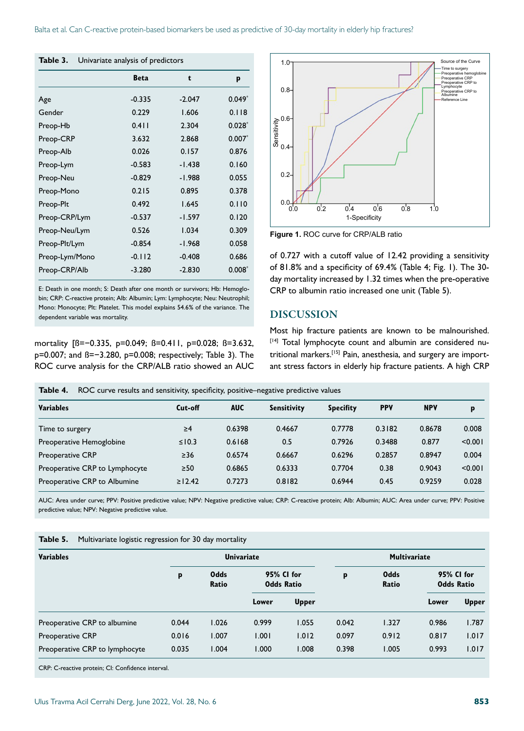**Table 3.** Univariate analysis of predictors

| | Beta | t | p |
|---|---|---|---|
| Age | -0.335 | -2.047 | 0.049* |
| Gender | 0.229 | 1.606 | 0.118 |
| Preop-Hb | 0.411 | 2.304 | 0.028* |
| Preop-CRP | 3.632 | 2.868 | 0.007* |
| Preop-Alb | 0.026 | 0.157 | 0.876 |
| Preop-Lym | -0.583 | -1.438 | 0.160 |
| Preop-Neu | -0.829 | -1.988 | 0.055 |
| Preop-Mono | 0.215 | 0.895 | 0.378 |
| Preop-Plt | 0.492 | 1.645 | 0.110 |
| Preop-CRP/Lym | -0.537 | -1.597 | 0.120 |
| Preop-Neu/Lym | 0.526 | 1.034 | 0.309 |
| Preop-Plt/Lym | -0.854 | -1.968 | 0.058 |
| Preop-Lym/Mono | -0.112 | -0.408 | 0.686 |
| Preop-CRP/Alb | -3.280 | -2.830 | 0.008* |

E: Death in one month; S: Death after one month or survivors; Hb: Hemoglobin; CRP: C-reactive protein; Alb: Albumin; Lym: Lymphocyte; Neu: Neutrophil; Mono: Monocyte; Plt: Platelet. This model explains 54.6% of the variance. The dependent variable was mortality.

mortality [ß=−0.335, p=0.049; ß=0.411, p=0.028; ß=3.632, p=0.007; and ß=−3.280, p=0.008; respectively; Table 3). The ROC curve analysis for the CRP/ALB ratio showed an AUC of 0.727 with a cutoff value of 12.42 providing a sensitivity of 81.8% and a specificity of 69.4% (Table 4; Fig. 1). The 30-day mortality increased by 1.32 times when the pre-operative CRP to albumin ratio increased one unit (Table 5).

**Figure 1.** ROC curve for CRP/ALB ratio

## DISCUSSION

Most hip fracture patients are known to be malnourished.[14] Total lymphocyte count and albumin are considered nutritional markers.[15] Pain, anesthesia, and surgery are important stress factors in elderly hip fracture patients. A high CRP

**Table 4.** ROC curve results and sensitivity, specificity, positive–negative predictive values

| Variables | Cut-off | AUC | Sensitivity | Specifity | PPV | NPV | p |
|---|---|---|---|---|---|---|---|
| Time to surgery | ≥4 | 0.6398 | 0.4667 | 0.7778 | 0.3182 | 0.8678 | 0.008 |
| Preoperative Hemoglobine | ≤10.3 | 0.6168 | 0.5 | 0.7926 | 0.3488 | 0.877 | <0.001 |
| Preoperative CRP | ≥36 | 0.6574 | 0.6667 | 0.6296 | 0.2857 | 0.8947 | 0.004 |
| Preoperative CRP to Lymphocyte | ≥50 | 0.6865 | 0.6333 | 0.7704 | 0.38 | 0.9043 | <0.001 |
| Preoperative CRP to Albumine | ≥12.42 | 0.7273 | 0.8182 | 0.6944 | 0.45 | 0.9259 | 0.028 |

AUC: Area under curve; PPV: Positive predictive value; NPV: Negative predictive value; CRP: C-reactive protein; Alb: Albumin; AUC: Area under curve; PPV: Positive predictive value; NPV: Negative predictive value.

**Table 5.** Multivariate logistic regression for 30 day mortality

| Variables | Univariate | | | | Multivariate | | | |
|---|---|---|---|---|---|---|---|---|
| | p | Odds Ratio | 95% CI for Odds Ratio | | p | Odds Ratio | 95% CI for Odds Ratio | |
| | | | Lower | Upper | | | Lower | Upper |
| Preoperative CRP to albumine | 0.044 | 1.026 | 0.999 | 1.055 | 0.042 | 1.327 | 0.986 | 1.787 |
| Preoperative CRP | 0.016 | 1.007 | 1.001 | 1.012 | 0.097 | 0.912 | 0.817 | 1.017 |
| Preoperative CRP to lymphocyte | 0.035 | 1.004 | 1.000 | 1.008 | 0.398 | 1.005 | 0.993 | 1.017 |

CRP: C-reactive protein; CI: Confidence interval.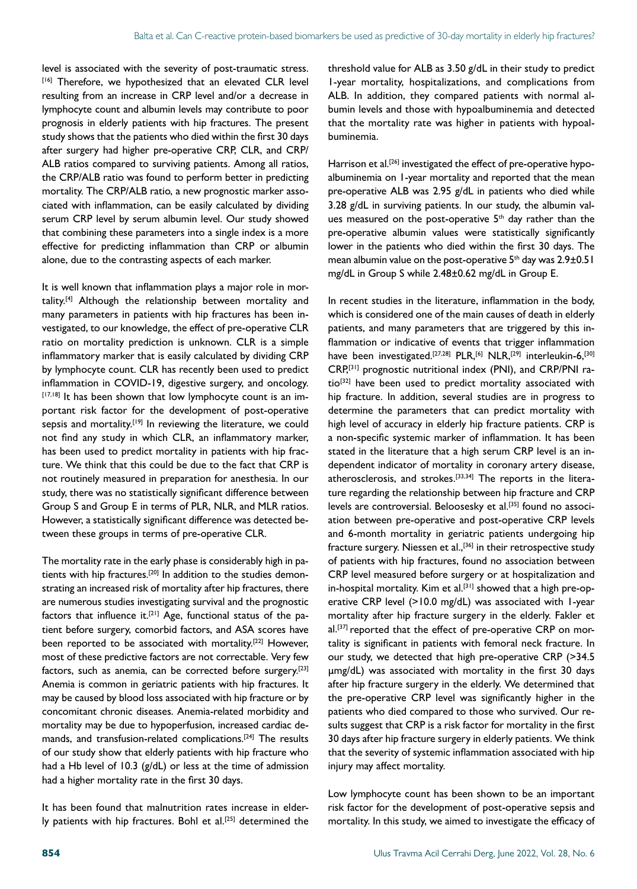level is associated with the severity of post-traumatic stress.[16] Therefore, we hypothesized that an elevated CLR level resulting from an increase in CRP level and/or a decrease in lymphocyte count and albumin levels may contribute to poor prognosis in elderly patients with hip fractures. The present study shows that the patients who died within the first 30 days after surgery had higher pre-operative CRP, CLR, and CRP/ALB ratios compared to surviving patients. Among all ratios, the CRP/ALB ratio was found to perform better in predicting mortality. The CRP/ALB ratio, a new prognostic marker associated with inflammation, can be easily calculated by dividing serum CRP level by serum albumin level. Our study showed that combining these parameters into a single index is a more effective for predicting inflammation than CRP or albumin alone, due to the contrasting aspects of each marker.

It is well known that inflammation plays a major role in mortality.[4] Although the relationship between mortality and many parameters in patients with hip fractures has been investigated, to our knowledge, the effect of pre-operative CLR ratio on mortality prediction is unknown. CLR is a simple inflammatory marker that is easily calculated by dividing CRP by lymphocyte count. CLR has recently been used to predict inflammation in COVID-19, digestive surgery, and oncology.[17,18] It has been shown that low lymphocyte count is an important risk factor for the development of post-operative sepsis and mortality.[19] In reviewing the literature, we could not find any study in which CLR, an inflammatory marker, has been used to predict mortality in patients with hip fracture. We think that this could be due to the fact that CRP is not routinely measured in preparation for anesthesia. In our study, there was no statistically significant difference between Group S and Group E in terms of PLR, NLR, and MLR ratios. However, a statistically significant difference was detected between these groups in terms of pre-operative CLR.

The mortality rate in the early phase is considerably high in patients with hip fractures.[20] In addition to the studies demonstrating an increased risk of mortality after hip fractures, there are numerous studies investigating survival and the prognostic factors that influence it.[21] Age, functional status of the patient before surgery, comorbid factors, and ASA scores have been reported to be associated with mortality.[22] However, most of these predictive factors are not correctable. Very few factors, such as anemia, can be corrected before surgery.[23] Anemia is common in geriatric patients with hip fractures. It may be caused by blood loss associated with hip fracture or by concomitant chronic diseases. Anemia-related morbidity and mortality may be due to hypoperfusion, increased cardiac demands, and transfusion-related complications.[24] The results of our study show that elderly patients with hip fracture who had a Hb level of 10.3 (g/dL) or less at the time of admission had a higher mortality rate in the first 30 days.

It has been found that malnutrition rates increase in elderly patients with hip fractures. Bohl et al.[25] determined the threshold value for ALB as 3.50 g/dL in their study to predict 1-year mortality, hospitalizations, and complications from ALB. In addition, they compared patients with normal albumin levels and those with hypoalbuminemia and detected that the mortality rate was higher in patients with hypoalbuminemia.

Harrison et al.[26] investigated the effect of pre-operative hypoalbuminemia on 1-year mortality and reported that the mean pre-operative ALB was 2.95 g/dL in patients who died while 3.28 g/dL in surviving patients. In our study, the albumin values measured on the post-operative 5th day rather than the pre-operative albumin values were statistically significantly lower in the patients who died within the first 30 days. The mean albumin value on the post-operative 5th day was 2.9±0.51 mg/dL in Group S while 2.48±0.62 mg/dL in Group E.

In recent studies in the literature, inflammation in the body, which is considered one of the main causes of death in elderly patients, and many parameters that are triggered by this inflammation or indicative of events that trigger inflammation have been investigated.[27,28] PLR,[6] NLR,[29] interleukin-6,[30] CRP,[31] prognostic nutritional index (PNI), and CRP/PNI ratio[32] have been used to predict mortality associated with hip fracture. In addition, several studies are in progress to determine the parameters that can predict mortality with high level of accuracy in elderly hip fracture patients. CRP is a non-specific systemic marker of inflammation. It has been stated in the literature that a high serum CRP level is an independent indicator of mortality in coronary artery disease, atherosclerosis, and strokes.[33,34] The reports in the literature regarding the relationship between hip fracture and CRP levels are controversial. Beloosesky et al.[35] found no association between pre-operative and post-operative CRP levels and 6-month mortality in geriatric patients undergoing hip fracture surgery. Niessen et al.,[36] in their retrospective study of patients with hip fractures, found no association between CRP level measured before surgery or at hospitalization and in-hospital mortality. Kim et al.[31] showed that a high pre-operative CRP level (>10.0 mg/dL) was associated with 1-year mortality after hip fracture surgery in the elderly. Fakler et al.[37] reported that the effect of pre-operative CRP on mortality is significant in patients with femoral neck fracture. In our study, we detected that high pre-operative CRP (>34.5 μmg/dL) was associated with mortality in the first 30 days after hip fracture surgery in the elderly. We determined that the pre-operative CRP level was significantly higher in the patients who died compared to those who survived. Our results suggest that CRP is a risk factor for mortality in the first 30 days after hip fracture surgery in elderly patients. We think that the severity of systemic inflammation associated with hip injury may affect mortality.

Low lymphocyte count has been shown to be an important risk factor for the development of post-operative sepsis and mortality. In this study, we aimed to investigate the efficacy of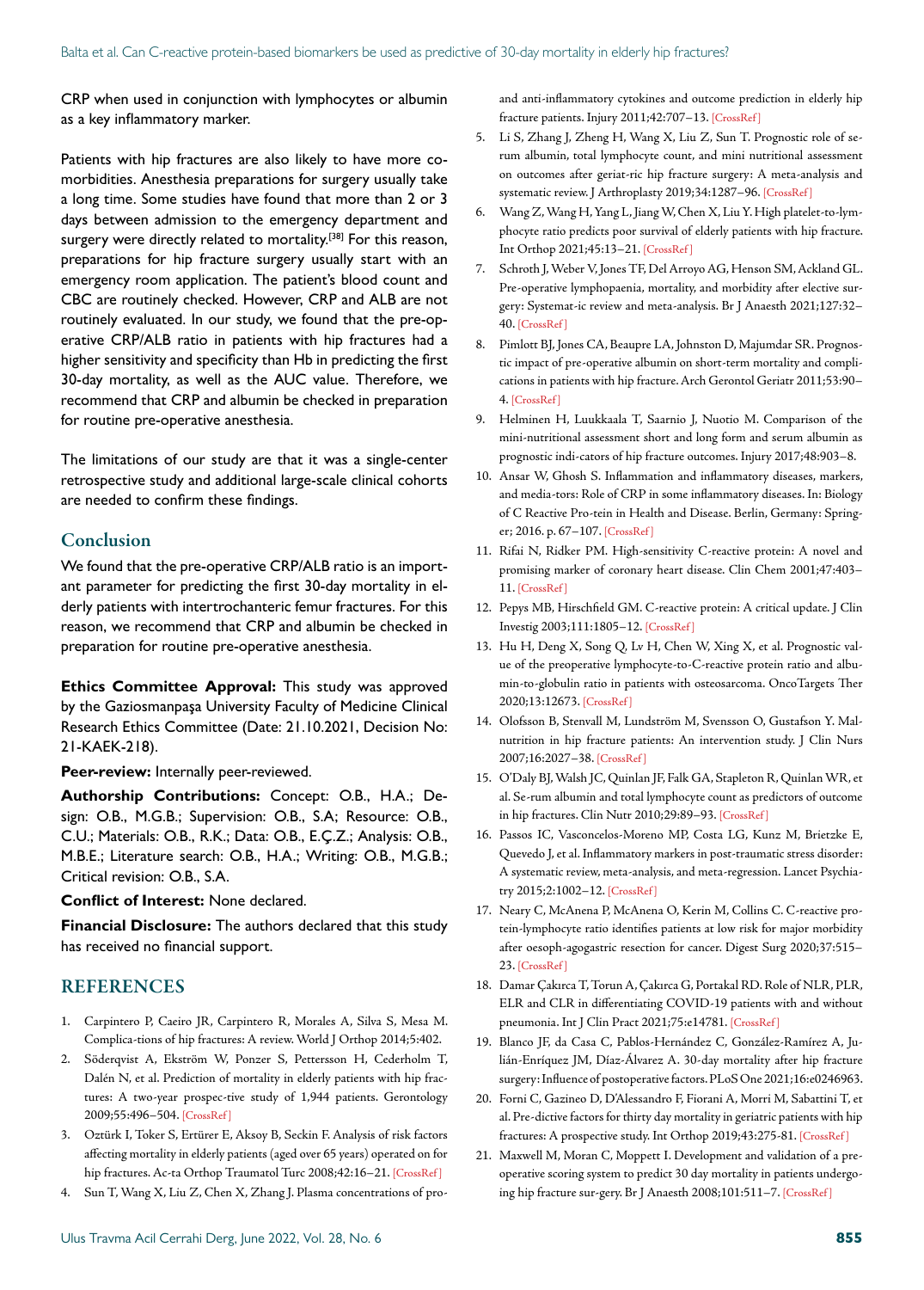CRP when used in conjunction with lymphocytes or albumin as a key inflammatory marker.

Patients with hip fractures are also likely to have more comorbidities. Anesthesia preparations for surgery usually take a long time. Some studies have found that more than 2 or 3 days between admission to the emergency department and surgery were directly related to mortality.[38] For this reason, preparations for hip fracture surgery usually start with an emergency room application. The patient's blood count and CBC are routinely checked. However, CRP and ALB are not routinely evaluated. In our study, we found that the pre-operative CRP/ALB ratio in patients with hip fractures had a higher sensitivity and specificity than Hb in predicting the first 30-day mortality, as well as the AUC value. Therefore, we recommend that CRP and albumin be checked in preparation for routine pre-operative anesthesia.

The limitations of our study are that it was a single-center retrospective study and additional large-scale clinical cohorts are needed to confirm these findings.

## Conclusion

We found that the pre-operative CRP/ALB ratio is an important parameter for predicting the first 30-day mortality in elderly patients with intertrochanteric femur fractures. For this reason, we recommend that CRP and albumin be checked in preparation for routine pre-operative anesthesia.

**Ethics Committee Approval:** This study was approved by the Gaziosmanpaşa University Faculty of Medicine Clinical Research Ethics Committee (Date: 21.10.2021, Decision No: 21-KAEK-218).

**Peer-review:** Internally peer-reviewed.

**Authorship Contributions:** Concept: O.B., H.A.; Design: O.B., M.G.B.; Supervision: O.B., S.A; Resource: O.B., C.U.; Materials: O.B., R.K.; Data: O.B., E.Ç.Z.; Analysis: O.B., M.B.E.; Literature search: O.B., H.A.; Writing: O.B., M.G.B.; Critical revision: O.B., S.A.

**Conflict of Interest:** None declared.

**Financial Disclosure:** The authors declared that this study has received no financial support.

## REFERENCES

1. Carpintero P, Caeiro JR, Carpintero R, Morales A, Silva S, Mesa M. Complica-tions of hip fractures: A review. World J Orthop 2014;5:402.
2. Söderqvist A, Ekström W, Ponzer S, Pettersson H, Cederholm T, Dalén N, et al. Prediction of mortality in elderly patients with hip fractures: A two-year prospec-tive study of 1,944 patients. Gerontology 2009;55:496–504. [CrossRef]
3. Oztürk I, Toker S, Ertürer E, Aksoy B, Seckin F. Analysis of risk factors affecting mortality in elderly patients (aged over 65 years) operated on for hip fractures. Ac-ta Orthop Traumatol Turc 2008;42:16–21. [CrossRef]
4. Sun T, Wang X, Liu Z, Chen X, Zhang J. Plasma concentrations of pro- and anti-inflammatory cytokines and outcome prediction in elderly hip fracture patients. Injury 2011;42:707–13. [CrossRef]
5. Li S, Zhang J, Zheng H, Wang X, Liu Z, Sun T. Prognostic role of serum albumin, total lymphocyte count, and mini nutritional assessment on outcomes after geriat-ric hip fracture surgery: A meta-analysis and systematic review. J Arthroplasty 2019;34:1287–96. [CrossRef]
6. Wang Z, Wang H, Yang L, Jiang W, Chen X, Liu Y. High platelet-to-lymphocyte ratio predicts poor survival of elderly patients with hip fracture. Int Orthop 2021;45:13–21. [CrossRef]
7. Schroth J, Weber V, Jones TF, Del Arroyo AG, Henson SM, Ackland GL. Pre-operative lymphopaenia, mortality, and morbidity after elective surgery: Systemat-ic review and meta-analysis. Br J Anaesth 2021;127:32–40. [CrossRef]
8. Pimlott BJ, Jones CA, Beaupre LA, Johnston D, Majumdar SR. Prognostic impact of pre-operative albumin on short-term mortality and complications in patients with hip fracture. Arch Gerontol Geriatr 2011;53:90–4. [CrossRef]
9. Helminen H, Luukkaala T, Saarnio J, Nuotio M. Comparison of the mini-nutritional assessment short and long form and serum albumin as prognostic indi-cators of hip fracture outcomes. Injury 2017;48:903–8.
10. Ansar W, Ghosh S. Inflammation and inflammatory diseases, markers, and media-tors: Role of CRP in some inflammatory diseases. In: Biology of C Reactive Pro-tein in Health and Disease. Berlin, Germany: Springer; 2016. p. 67–107. [CrossRef]
11. Rifai N, Ridker PM. High-sensitivity C-reactive protein: A novel and promising marker of coronary heart disease. Clin Chem 2001;47:403–11. [CrossRef]
12. Pepys MB, Hirschfield GM. C-reactive protein: A critical update. J Clin Investig 2003;111:1805–12. [CrossRef]
13. Hu H, Deng X, Song Q, Lv H, Chen W, Xing X, et al. Prognostic value of the preoperative lymphocyte-to-C-reactive protein ratio and albumin-to-globulin ratio in patients with osteosarcoma. OncoTargets Ther 2020;13:12673. [CrossRef]
14. Olofsson B, Stenvall M, Lundström M, Svensson O, Gustafson Y. Malnutrition in hip fracture patients: An intervention study. J Clin Nurs 2007;16:2027–38. [CrossRef]
15. O'Daly BJ, Walsh JC, Quinlan JF, Falk GA, Stapleton R, Quinlan WR, et al. Se-rum albumin and total lymphocyte count as predictors of outcome in hip fractures. Clin Nutr 2010;29:89–93. [CrossRef]
16. Passos IC, Vasconcelos-Moreno MP, Costa LG, Kunz M, Brietzke E, Quevedo J, et al. Inflammatory markers in post-traumatic stress disorder: A systematic review, meta-analysis, and meta-regression. Lancet Psychiatry 2015;2:1002–12. [CrossRef]
17. Neary C, McAnena P, McAnena O, Kerin M, Collins C. C-reactive protein-lymphocyte ratio identifies patients at low risk for major morbidity after oesoph-agogastric resection for cancer. Digest Surg 2020;37:515–23. [CrossRef]
18. Damar Çakırca T, Torun A, Çakırca G, Portakal RD. Role of NLR, PLR, ELR and CLR in differentiating COVID-19 patients with and without pneumonia. Int J Clin Pract 2021;75:e14781. [CrossRef]
19. Blanco JF, da Casa C, Pablos-Hernández C, González-Ramírez A, Julián-Enríquez JM, Díaz-Álvarez A. 30-day mortality after hip fracture surgery: Influence of postoperative factors. PLoS One 2021;16:e0246963.
20. Forni C, Gazineo D, D'Alessandro F, Fiorani A, Morri M, Sabattini T, et al. Pre-dictive factors for thirty day mortality in geriatric patients with hip fractures: A prospective study. Int Orthop 2019;43:275-81. [CrossRef]
21. Maxwell M, Moran C, Moppett I. Development and validation of a preoperative scoring system to predict 30 day mortality in patients undergoing hip fracture sur-gery. Br J Anaesth 2008;101:511–7. [CrossRef]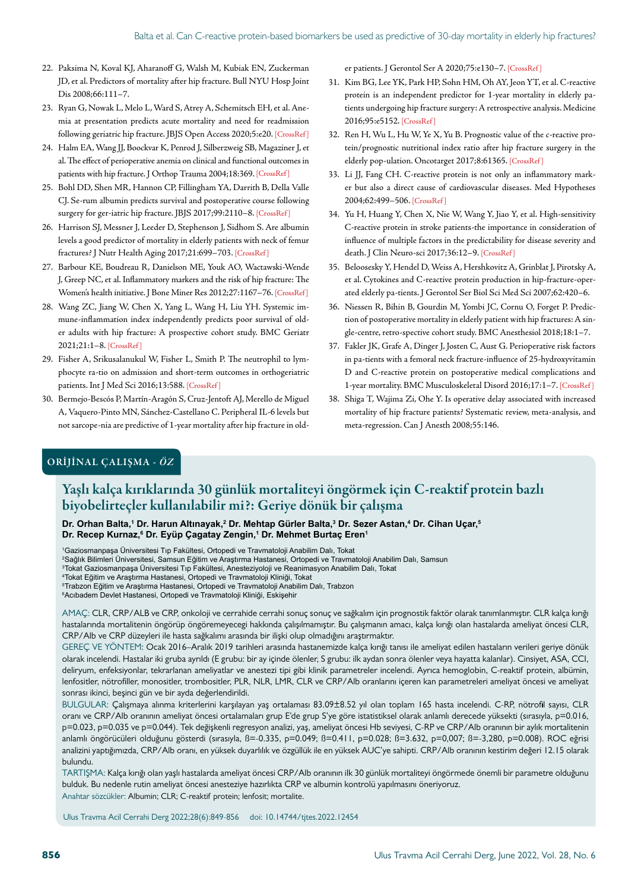22. Paksima N, Koval KJ, Aharanoff G, Walsh M, Kubiak EN, Zuckerman JD, et al. Predictors of mortality after hip fracture. Bull NYU Hosp Joint Dis 2008;66:111–7.
23. Ryan G, Nowak L, Melo L, Ward S, Atrey A, Schemitsch EH, et al. Anemia at presentation predicts acute mortality and need for readmission following geriatric hip fracture. JBJS Open Access 2020;5:e20. [CrossRef]
24. Halm EA, Wang JJ, Boockvar K, Penrod J, Silberzweig SB, Magaziner J, et al. The effect of perioperative anemia on clinical and functional outcomes in patients with hip fracture. J Orthop Trauma 2004;18:369. [CrossRef]
25. Bohl DD, Shen MR, Hannon CP, Fillingham YA, Darrith B, Della Valle CJ. Se-rum albumin predicts survival and postoperative course following surgery for ger-iatric hip fracture. JBJS 2017;99:2110–8. [CrossRef]
26. Harrison SJ, Messner J, Leeder D, Stephenson J, Sidhom S. Are albumin levels a good predictor of mortality in elderly patients with neck of femur fractures? J Nutr Health Aging 2017;21:699–703. [CrossRef]
27. Barbour KE, Boudreau R, Danielson ME, Youk AO, Wactawski-Wende J, Greep NC, et al. Inflammatory markers and the risk of hip fracture: The Women's health initiative. J Bone Miner Res 2012;27:1167–76. [CrossRef]
28. Wang ZC, Jiang W, Chen X, Yang L, Wang H, Liu YH. Systemic immune-inflammation index independently predicts poor survival of older adults with hip fracture: A prospective cohort study. BMC Geriatr 2021;21:1–8. [CrossRef]
29. Fisher A, Srikusalanukul W, Fisher L, Smith P. The neutrophil to lymphocyte ra-tio on admission and short-term outcomes in orthogeriatric patients. Int J Med Sci 2016;13:588. [CrossRef]
30. Bermejo-Bescós P, Martín-Aragón S, Cruz-Jentoft AJ, Merello de Miguel A, Vaquero-Pinto MN, Sánchez-Castellano C. Peripheral IL-6 levels but not sarcope-nia are predictive of 1-year mortality after hip fracture in older patients. J Gerontol Ser A 2020;75:e130–7. [CrossRef]
31. Kim BG, Lee YK, Park HP, Sohn HM, Oh AY, Jeon YT, et al. C-reactive protein is an independent predictor for 1-year mortality in elderly patients undergoing hip fracture surgery: A retrospective analysis. Medicine 2016;95:e5152. [CrossRef]
32. Ren H, Wu L, Hu W, Ye X, Yu B. Prognostic value of the c-reactive protein/prognostic nutritional index ratio after hip fracture surgery in the elderly pop-ulation. Oncotarget 2017;8:61365. [CrossRef]
33. Li JJ, Fang CH. C-reactive protein is not only an inflammatory marker but also a direct cause of cardiovascular diseases. Med Hypotheses 2004;62:499–506. [CrossRef]
34. Yu H, Huang Y, Chen X, Nie W, Wang Y, Jiao Y, et al. High-sensitivity C-reactive protein in stroke patients-the importance in consideration of influence of multiple factors in the predictability for disease severity and death. J Clin Neuro-sci 2017;36:12–9. [CrossRef]
35. Beloosesky Y, Hendel D, Weiss A, Hershkovitz A, Grinblat J, Pirotsky A, et al. Cytokines and C-reactive protein production in hip-fracture-operated elderly pa-tients. J Gerontol Ser Biol Sci Med Sci 2007;62:420–6.
36. Niessen R, Bihin B, Gourdin M, Yombi JC, Cornu O, Forget P. Prediction of postoperative mortality in elderly patient with hip fractures: A single-centre, retro-spective cohort study. BMC Anesthesiol 2018;18:1–7.
37. Fakler JK, Grafe A, Dinger J, Josten C, Aust G. Perioperative risk factors in pa-tients with a femoral neck fracture-influence of 25-hydroxyvitamin D and C-reactive protein on postoperative medical complications and 1-year mortality. BMC Musculoskeletal Disord 2016;17:1–7. [CrossRef]
38. Shiga T, Wajima Zi, Ohe Y. Is operative delay associated with increased mortality of hip fracture patients? Systematic review, meta-analysis, and meta-regression. Can J Anesth 2008;55:146.

ORİJİNAL ÇALIŞMA - *ÖZ*

## Yaşlı kalça kırıklarında 30 günlük mortaliteyi öngörmek için C-reaktif protein bazlı biyobelirteçler kullanılabilir mi?: Geriye dönük bir çalışma

**Dr. Orhan Balta,[1] Dr. Harun Altınayak,[2] Dr. Mehtap Gürler Balta,[3] Dr. Sezer Astan,[4] Dr. Cihan Uçar,[5] Dr. Recep Kurnaz,[6] Dr. Eyüp Çagatay Zengin,[1] Dr. Mehmet Burtaç Eren[1]**

[1]Gaziosmanpaşa Üniversitesi Tıp Fakültesi, Ortopedi ve Travmatoloji Anabilim Dalı, Tokat
[2]Sağlık Bilimleri Üniversitesi, Samsun Eğitim ve Araştırma Hastanesi, Ortopedi ve Travmatoloji Anabilim Dalı, Samsun
[3]Tokat Gaziosmanpaşa Üniversitesi Tıp Fakültesi, Anesteziyoloji ve Reanimasyon Anabilim Dalı, Tokat
[4]Tokat Eğitim ve Araştırma Hastanesi, Ortopedi ve Travmatoloji Kliniği, Tokat
[5]Trabzon Eğitim ve Araştırma Hastanesi, Ortopedi ve Travmatoloji Anabilim Dalı, Trabzon
[6]Acıbadem Devlet Hastanesi, Ortopedi ve Travmatoloji Kliniği, Eskişehir

AMAÇ: CLR, CRP/ALB ve CRP, onkoloji ve cerrahide cerrahi sonuç sonuç ve sağkalım için prognostik faktör olarak tanımlanmıştır. CLR kalça kırığı hastalarında mortalitenin öngörüp öngöremeyecegi hakkında çalışılmamıştır. Bu çalışmanın amacı, kalça kırığı olan hastalarda ameliyat öncesi CLR, CRP/Alb ve CRP düzeyleri ile hasta sağkalımı arasında bir ilişki olup olmadığını araştırmaktır.

GEREÇ VE YÖNTEM: Ocak 2016–Aralık 2019 tarihleri arasında hastanemizde kalça kırığı tanısı ile ameliyat edilen hastaların verileri geriye dönük olarak incelendi. Hastalar iki gruba ayrıldı (E grubu: bir ay içinde ölenler, S grubu: ilk aydan sonra ölenler veya hayatta kalanlar). Cinsiyet, ASA, CCI, deliryum, enfeksiyonlar, tekrarlanan ameliyatlar ve anestezi tipi gibi klinik parametreler incelendi. Ayrıca hemoglobin, C-reaktif protein, albümin, lenfositler, nötrofiller, monositler, trombositler, PLR, NLR, LMR, CLR ve CRP/Alb oranlarını içeren kan parametreleri ameliyat öncesi ve ameliyat sonrası ikinci, beşinci gün ve bir ayda değerlendirildi.

BULGULAR: Çalışmaya alınma kriterlerini karşılayan yaş ortalaması 83.09±8.52 yıl olan toplam 165 hasta incelendi. C-RP, nötrofil sayısı, CLR oranı ve CRP/Alb oranının ameliyat öncesi ortalamaları grup E'de grup S'ye göre istatistiksel olarak anlamlı derecede yüksekti (sırasıyla, p=0.016, p=0.023, p=0.035 ve p=0.044). Tek değişkenli regresyon analizi, yaş, ameliyat öncesi Hb seviyesi, C-RP ve CRP/Alb oranının bir aylık mortalitenin anlamlı öngörücüleri olduğunu gösterdi (sırasıyla, ß=-0.335, p=0.049; ß=0.411, p=0.028; ß=3.632, p=0,007; ß=-3,280, p=0.008). ROC eğrisi analizini yaptığımızda, CRP/Alb oranı, en yüksek duyarlılık ve özgüllük ile en yüksek AUC'ye sahipti. CRP/Alb oranının kestirim değeri 12.15 olarak bulundu.

TARTIŞMA: Kalça kırığı olan yaşlı hastalarda ameliyat öncesi CRP/Alb oranının ilk 30 günlük mortaliteyi öngörmede önemli bir parametre olduğunu bulduk. Bu nedenle rutin ameliyat öncesi anesteziye hazırlıkta CRP ve albumin kontrolü yapılmasını öneriyoruz.

Anahtar sözcükler: Albumin; CLR; C-reaktif protein; lenfosit; mortalite.

Ulus Travma Acil Cerrahi Derg 2022;28(6):849-856 doi: 10.14744/tjetes.2022.12454